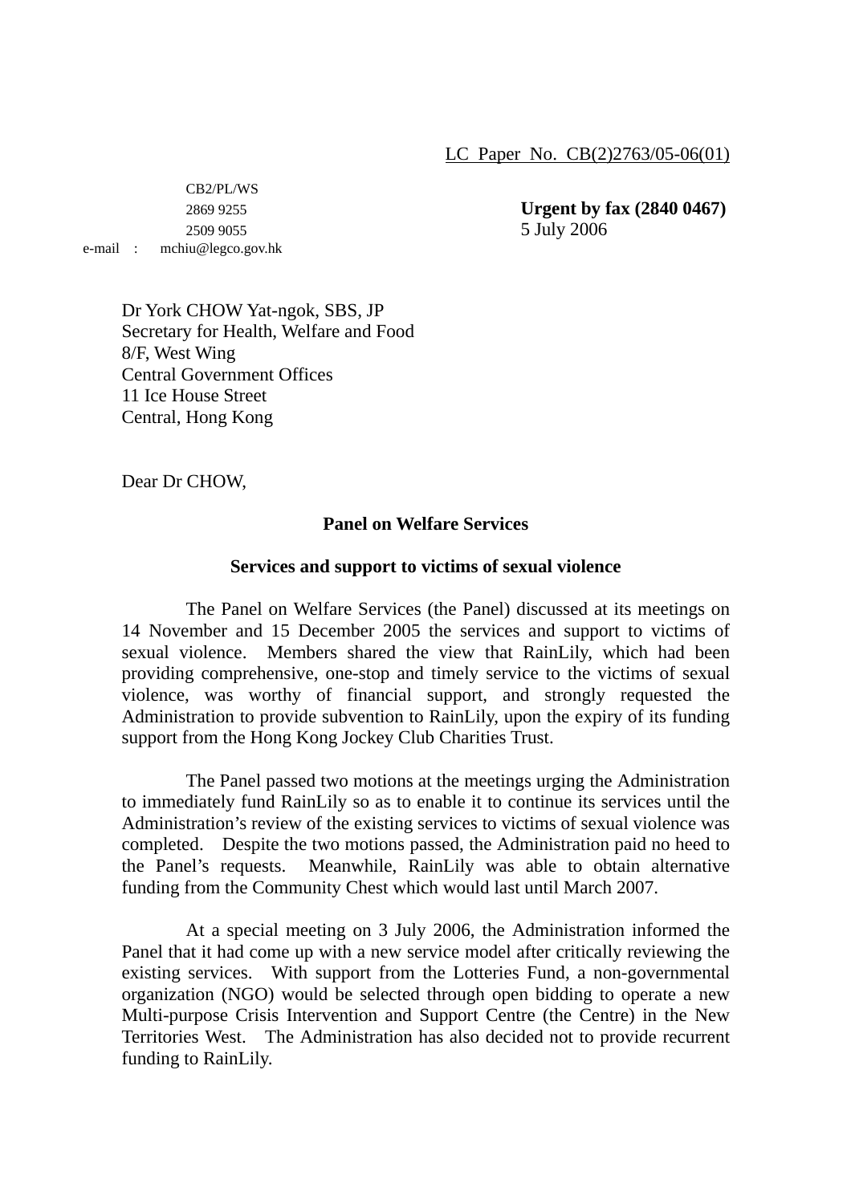LC Paper No. CB(2)2763/05-06(01)

CB2/PL/WS
2869 9255
2509 9055
e-mail : mchiu@legco.gov.hk

**Urgent by fax (2840 0467)**
5 July 2006

Dr York CHOW Yat-ngok, SBS, JP
Secretary for Health, Welfare and Food
8/F, West Wing
Central Government Offices
11 Ice House Street
Central, Hong Kong

Dear Dr CHOW,

**Panel on Welfare Services**

**Services and support to victims of sexual violence**

The Panel on Welfare Services (the Panel) discussed at its meetings on 14 November and 15 December 2005 the services and support to victims of sexual violence. Members shared the view that RainLily, which had been providing comprehensive, one-stop and timely service to the victims of sexual violence, was worthy of financial support, and strongly requested the Administration to provide subvention to RainLily, upon the expiry of its funding support from the Hong Kong Jockey Club Charities Trust.

The Panel passed two motions at the meetings urging the Administration to immediately fund RainLily so as to enable it to continue its services until the Administration's review of the existing services to victims of sexual violence was completed. Despite the two motions passed, the Administration paid no heed to the Panel's requests. Meanwhile, RainLily was able to obtain alternative funding from the Community Chest which would last until March 2007.

At a special meeting on 3 July 2006, the Administration informed the Panel that it had come up with a new service model after critically reviewing the existing services. With support from the Lotteries Fund, a non-governmental organization (NGO) would be selected through open bidding to operate a new Multi-purpose Crisis Intervention and Support Centre (the Centre) in the New Territories West. The Administration has also decided not to provide recurrent funding to RainLily.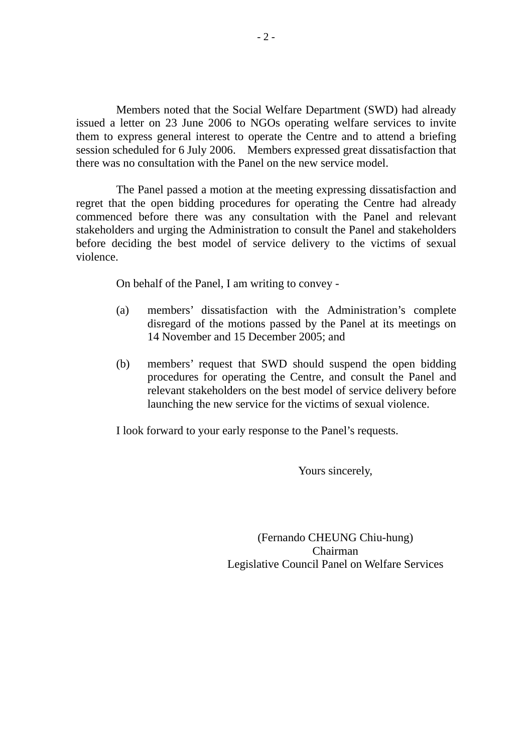Members noted that the Social Welfare Department (SWD) had already issued a letter on 23 June 2006 to NGOs operating welfare services to invite them to express general interest to operate the Centre and to attend a briefing session scheduled for 6 July 2006. Members expressed great dissatisfaction that there was no consultation with the Panel on the new service model.

The Panel passed a motion at the meeting expressing dissatisfaction and regret that the open bidding procedures for operating the Centre had already commenced before there was any consultation with the Panel and relevant stakeholders and urging the Administration to consult the Panel and stakeholders before deciding the best model of service delivery to the victims of sexual violence.

On behalf of the Panel, I am writing to convey -

(a) members' dissatisfaction with the Administration's complete disregard of the motions passed by the Panel at its meetings on 14 November and 15 December 2005; and

(b) members' request that SWD should suspend the open bidding procedures for operating the Centre, and consult the Panel and relevant stakeholders on the best model of service delivery before launching the new service for the victims of sexual violence.

I look forward to your early response to the Panel's requests.

Yours sincerely,

(Fernando CHEUNG Chiu-hung)
Chairman
Legislative Council Panel on Welfare Services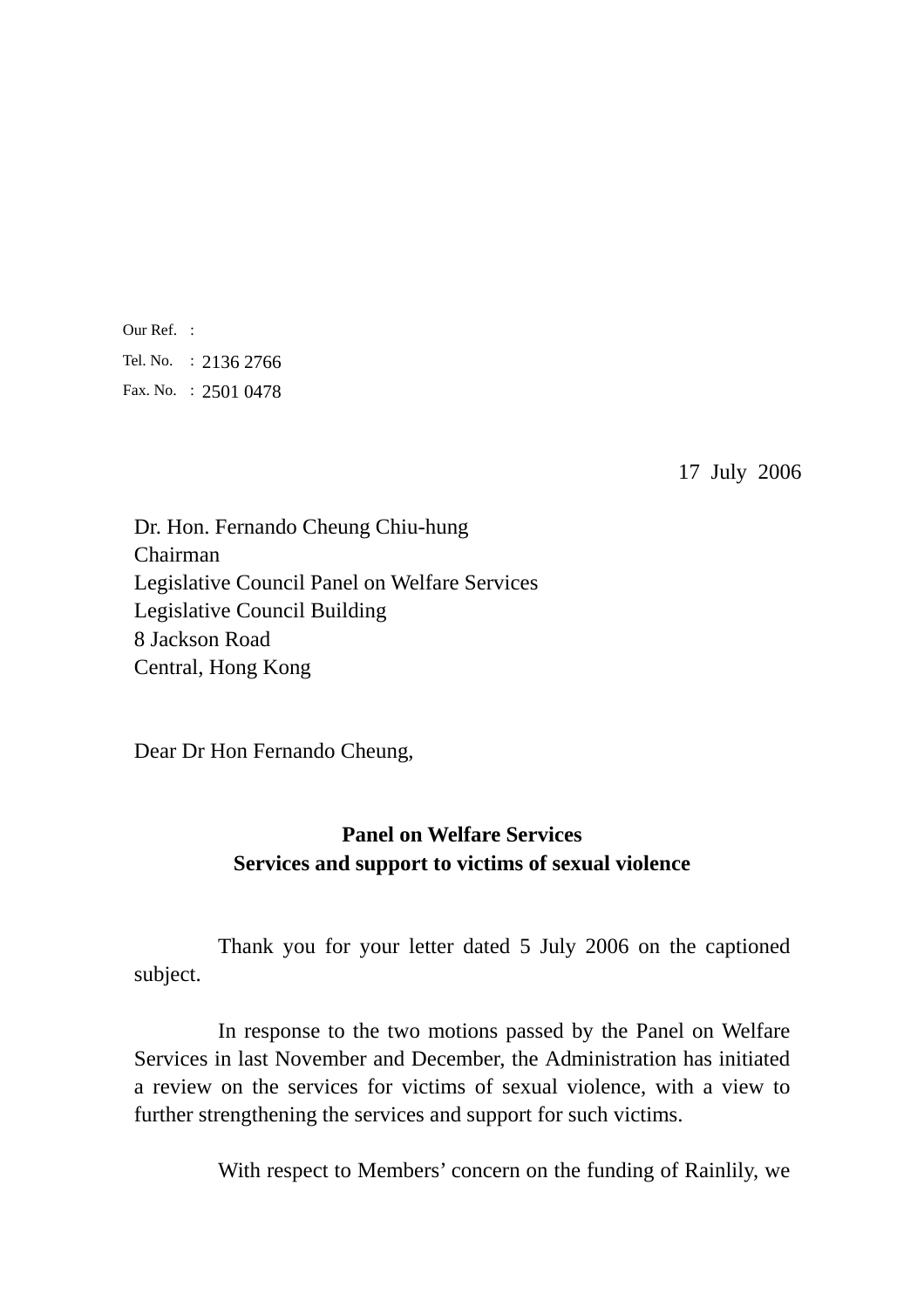Our Ref. :

Tel. No. : 2136 2766

Fax. No. : 2501 0478

17 July 2006

Dr. Hon. Fernando Cheung Chiu-hung
Chairman
Legislative Council Panel on Welfare Services
Legislative Council Building
8 Jackson Road
Central, Hong Kong

Dear Dr Hon Fernando Cheung,

**Panel on Welfare Services**
**Services and support to victims of sexual violence**

Thank you for your letter dated 5 July 2006 on the captioned subject.

In response to the two motions passed by the Panel on Welfare Services in last November and December, the Administration has initiated a review on the services for victims of sexual violence, with a view to further strengthening the services and support for such victims.

With respect to Members' concern on the funding of Rainlily, we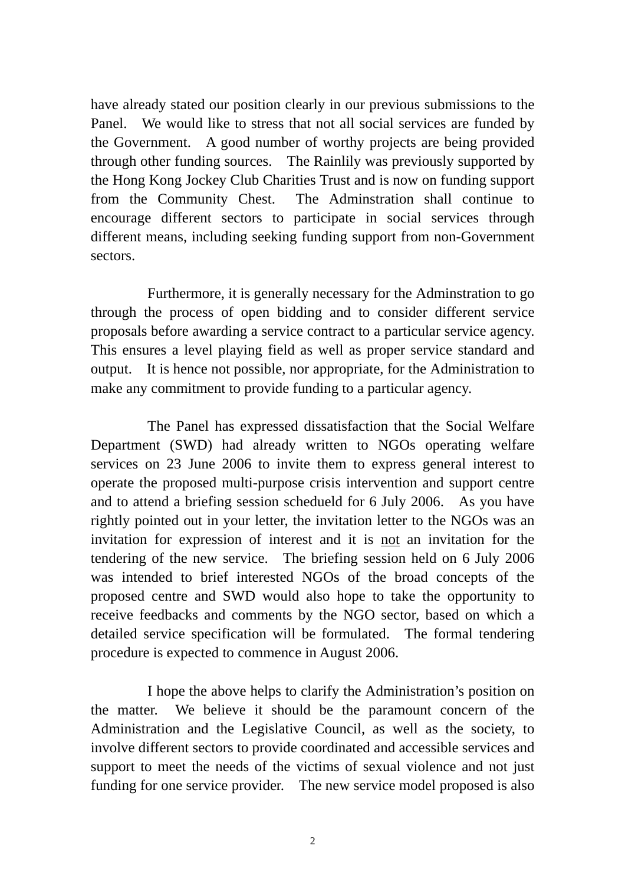have already stated our position clearly in our previous submissions to the Panel. We would like to stress that not all social services are funded by the Government. A good number of worthy projects are being provided through other funding sources. The Rainlily was previously supported by the Hong Kong Jockey Club Charities Trust and is now on funding support from the Community Chest. The Adminstration shall continue to encourage different sectors to participate in social services through different means, including seeking funding support from non-Government sectors.

Furthermore, it is generally necessary for the Adminstration to go through the process of open bidding and to consider different service proposals before awarding a service contract to a particular service agency. This ensures a level playing field as well as proper service standard and output. It is hence not possible, nor appropriate, for the Administration to make any commitment to provide funding to a particular agency.

The Panel has expressed dissatisfaction that the Social Welfare Department (SWD) had already written to NGOs operating welfare services on 23 June 2006 to invite them to express general interest to operate the proposed multi-purpose crisis intervention and support centre and to attend a briefing session schedueld for 6 July 2006. As you have rightly pointed out in your letter, the invitation letter to the NGOs was an invitation for expression of interest and it is <u>not</u> an invitation for the tendering of the new service. The briefing session held on 6 July 2006 was intended to brief interested NGOs of the broad concepts of the proposed centre and SWD would also hope to take the opportunity to receive feedbacks and comments by the NGO sector, based on which a detailed service specification will be formulated. The formal tendering procedure is expected to commence in August 2006.

I hope the above helps to clarify the Administration's position on the matter. We believe it should be the paramount concern of the Administration and the Legislative Council, as well as the society, to involve different sectors to provide coordinated and accessible services and support to meet the needs of the victims of sexual violence and not just funding for one service provider. The new service model proposed is also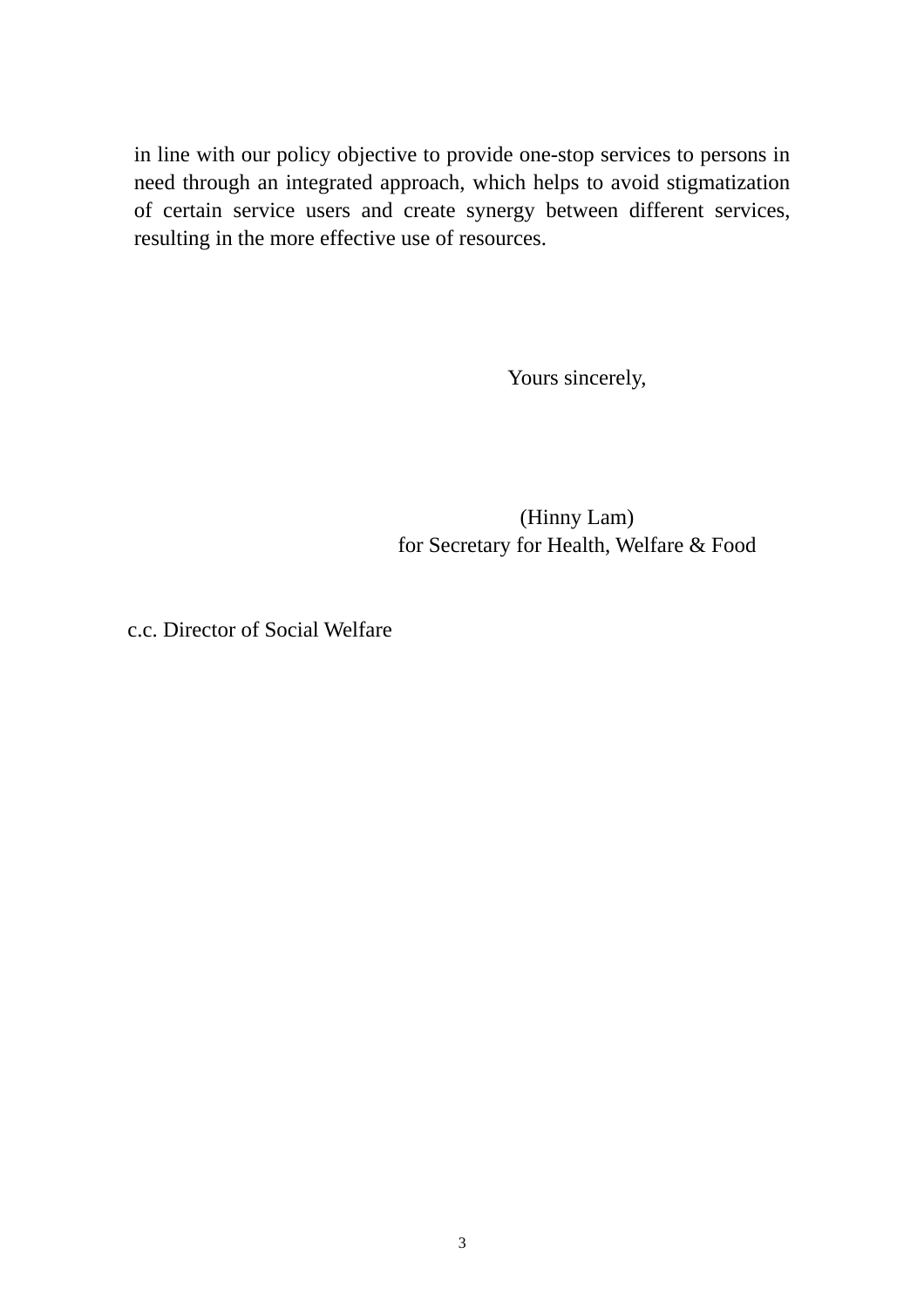in line with our policy objective to provide one-stop services to persons in need through an integrated approach, which helps to avoid stigmatization of certain service users and create synergy between different services, resulting in the more effective use of resources.

Yours sincerely,

(Hinny Lam)
for Secretary for Health, Welfare & Food

c.c. Director of Social Welfare